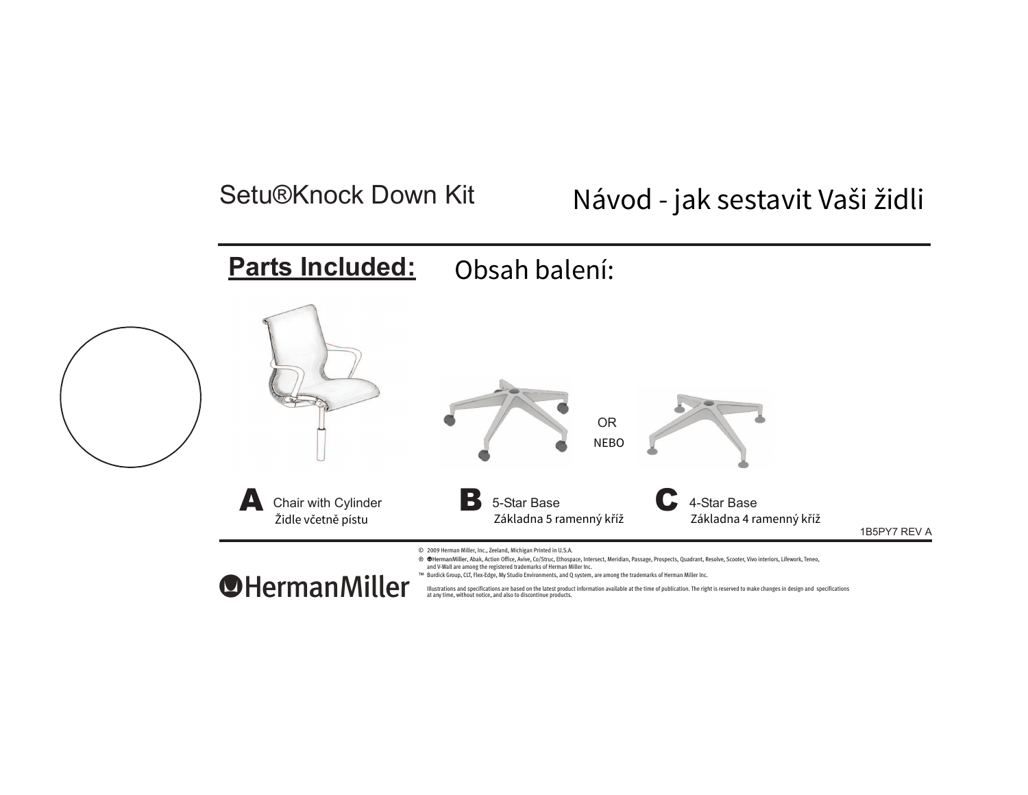# Setu®Knock Down Kit

# Návod - jak sestavit Vaši židli

## Parts Included:

## Obsah balení:

OR
NEBO

**A** Chair with Cylinder
Židle včetně pístu

**B** 5-Star Base
Základna 5 ramenný kříž

**C** 4-Star Base
Základna 4 ramenný kříž

1B5PY7 REV A

HermanMiller

© 2009 Herman Miller, Inc., Zeeland, Michigan Printed in U.S.A.
® HermanMiller, Abak, Action Office, Avive, Co/Struc, Ethospace, Intersect, Meridian, Passage, Prospects, Quadrant, Resolve, Scooter, Vivo interiors, Lifework, Teneo, and V-Wall are among the registered trademarks of Herman Miller Inc.
™ Burdick Group, CLT, Flex-Edge, My Studio Environments, and Q system, are among the trademarks of Herman Miller Inc.

Illustrations and specifications are based on the latest product information available at the time of publication. The right is reserved to make changes in design and specifications at any time, without notice, and also to discontinue products.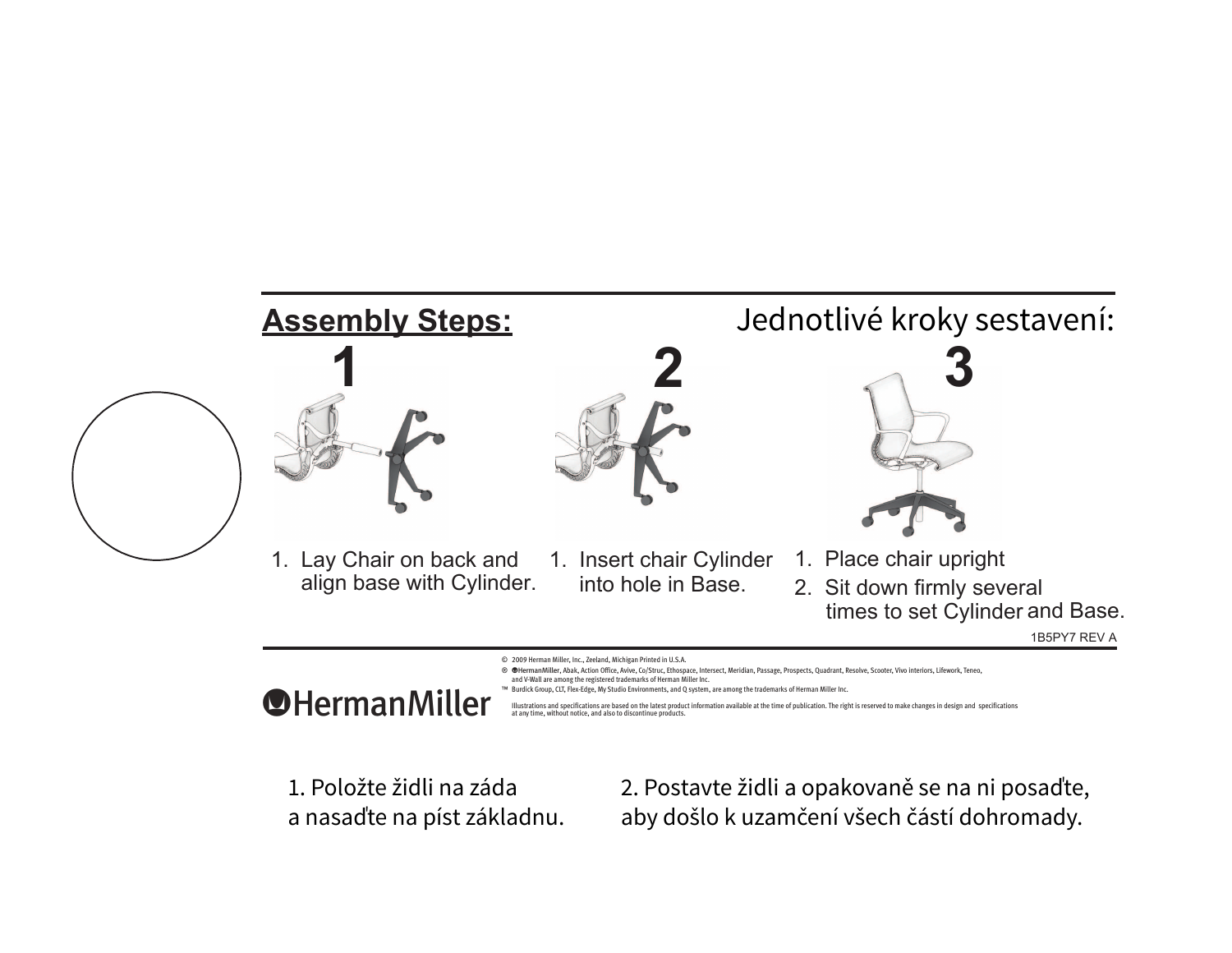## Assembly Steps:

Jednotlivé kroky sestavení:

**1**

1. Lay Chair on back and align base with Cylinder.

**2**

1. Insert chair Cylinder into hole in Base.

**3**

1. Place chair upright
2. Sit down firmly several times to set Cylinder and Base.

1B5PY7 REV A

HermanMiller

© 2009 Herman Miller, Inc., Zeeland, Michigan Printed in U.S.A.

® HermanMiller, Abak, Action Office, Avive, Co/Struc, Ethospace, Intersect, Meridian, Passage, Prospects, Quadrant, Resolve, Scooter, Vivo interiors, Lifework, Teneo, and V-Wall are among the registered trademarks of Herman Miller Inc.

™ Burdick Group, CLT, Flex-Edge, My Studio Environments, and Q system, are among the trademarks of Herman Miller Inc.

Illustrations and specifications are based on the latest product information available at the time of publication. The right is reserved to make changes in design and specifications at any time, without notice, and also to discontinue products.

1. Položte židli na záda a nasaďte na píst základnu.

2. Postavte židli a opakovaně se na ni posaďte, aby došlo k uzamčení všech částí dohromady.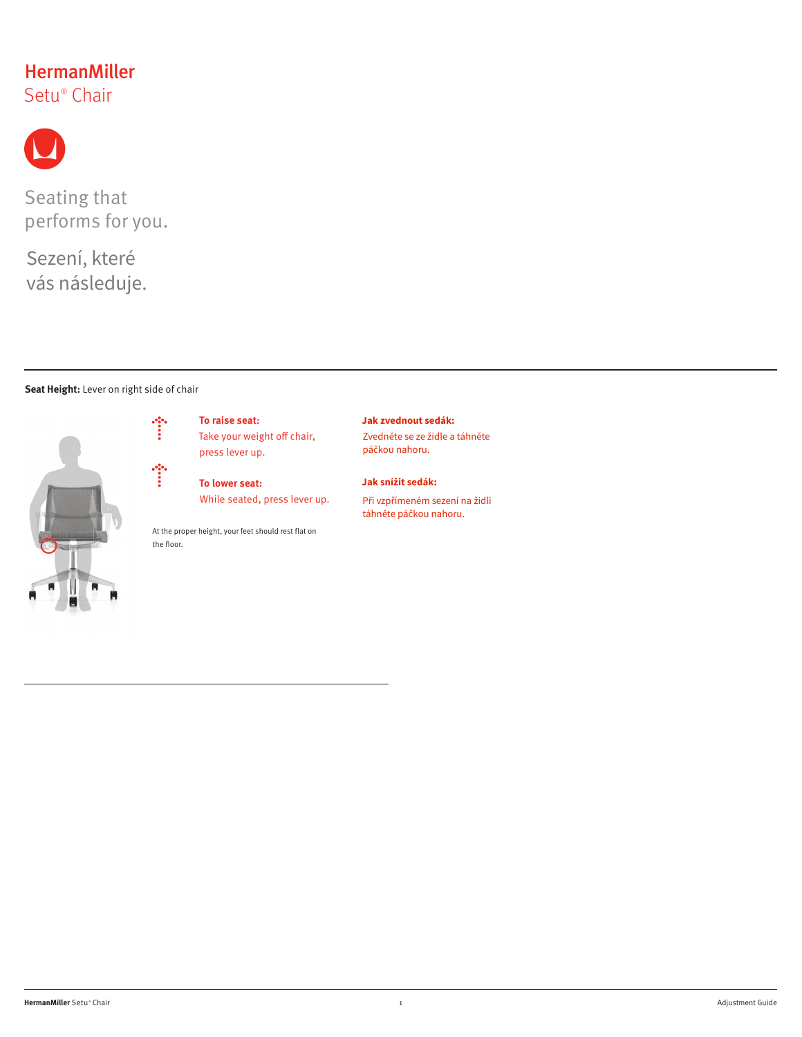# HermanMiller
## Setu® Chair

Seating that performs for you.

Sezení, které vás následuje.

---

**Seat Height:** Lever on right side of chair

**To raise seat:**
Take your weight off chair, press lever up.

**To lower seat:**
While seated, press lever up.

At the proper height, your feet should rest flat on the floor.

**Jak zvednout sedák:**
Zvedněte se ze židle a táhněte páčkou nahoru.

**Jak snížit sedák:**
Při vzpřímeném sezení na židli táhněte páčkou nahoru.